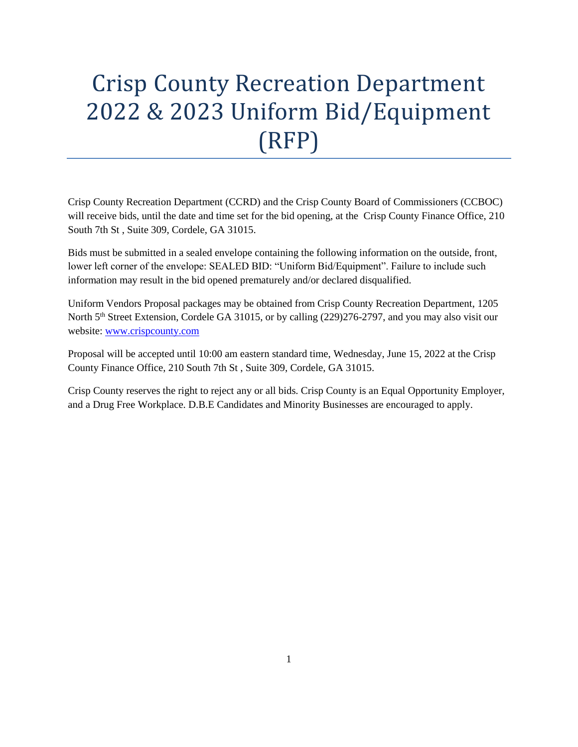# Crisp County Recreation Department 2022 & 2023 Uniform Bid/Equipment (RFP)

Crisp County Recreation Department (CCRD) and the Crisp County Board of Commissioners (CCBOC) will receive bids, until the date and time set for the bid opening, at the Crisp County Finance Office, 210 South 7th St , Suite 309, Cordele, GA 31015.

Bids must be submitted in a sealed envelope containing the following information on the outside, front, lower left corner of the envelope: SEALED BID: "Uniform Bid/Equipment". Failure to include such information may result in the bid opened prematurely and/or declared disqualified.

Uniform Vendors Proposal packages may be obtained from Crisp County Recreation Department, 1205 North 5th Street Extension, Cordele GA 31015, or by calling (229)276-2797, and you may also visit our website: [www.crispcounty.com](www.crispcounty.com)

Proposal will be accepted until 10:00 am eastern standard time, Wednesday, June 15, 2022 at the Crisp County Finance Office, 210 South 7th St , Suite 309, Cordele, GA 31015.

Crisp County reserves the right to reject any or all bids. Crisp County is an Equal Opportunity Employer, and a Drug Free Workplace. D.B.E Candidates and Minority Businesses are encouraged to apply.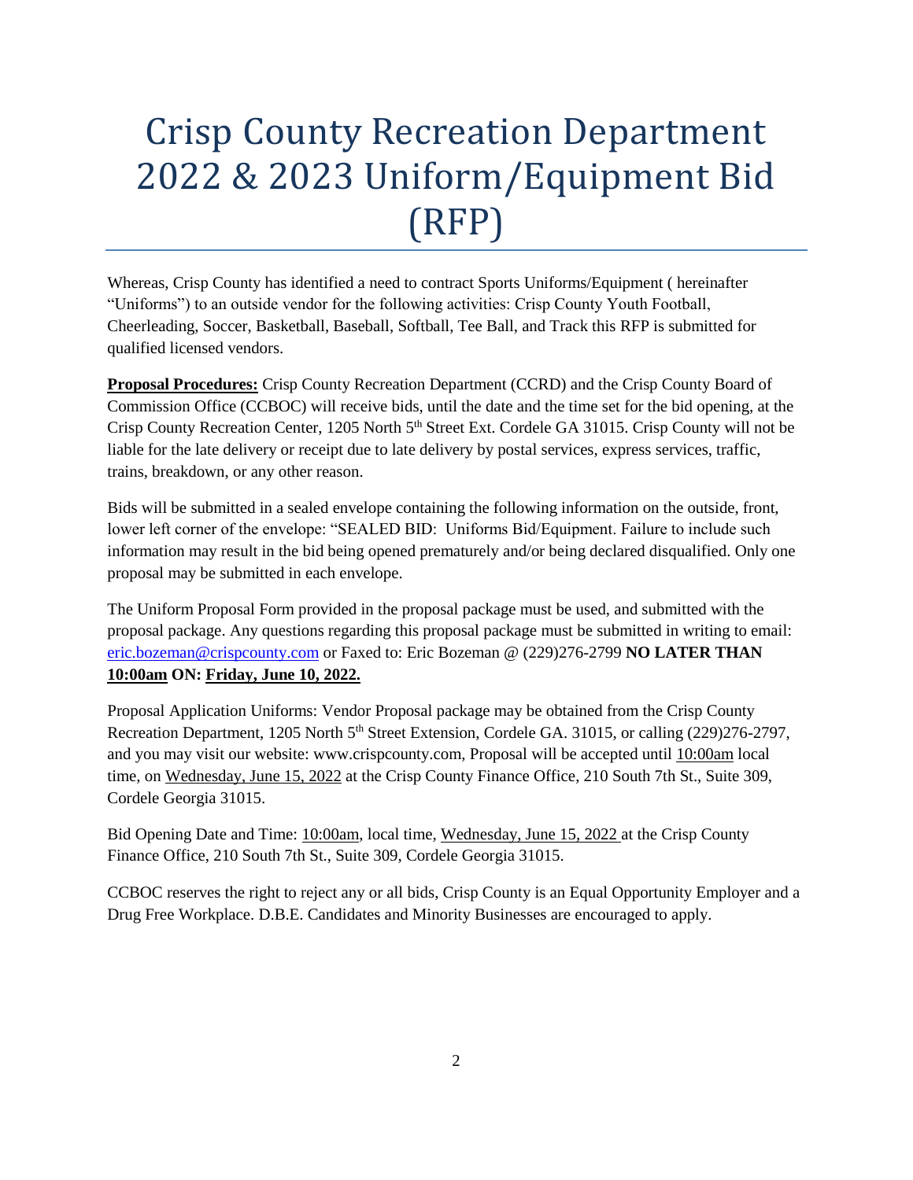# Crisp County Recreation Department 2022 & 2023 Uniform/Equipment Bid (RFP)

Whereas, Crisp County has identified a need to contract Sports Uniforms/Equipment ( hereinafter "Uniforms") to an outside vendor for the following activities: Crisp County Youth Football, Cheerleading, Soccer, Basketball, Baseball, Softball, Tee Ball, and Track this RFP is submitted for qualified licensed vendors.

**Proposal Procedures:** Crisp County Recreation Department (CCRD) and the Crisp County Board of Commission Office (CCBOC) will receive bids, until the date and the time set for the bid opening, at the Crisp County Recreation Center, 1205 North 5th Street Ext. Cordele GA 31015. Crisp County will not be liable for the late delivery or receipt due to late delivery by postal services, express services, traffic, trains, breakdown, or any other reason.

Bids will be submitted in a sealed envelope containing the following information on the outside, front, lower left corner of the envelope: "SEALED BID: Uniforms Bid/Equipment. Failure to include such information may result in the bid being opened prematurely and/or being declared disqualified. Only one proposal may be submitted in each envelope.

The Uniform Proposal Form provided in the proposal package must be used, and submitted with the proposal package. Any questions regarding this proposal package must be submitted in writing to email: eric.bozeman@crispcounty.com or Faxed to: Eric Bozeman @ (229)276-2799 **NO LATER THAN 10:00am ON: Friday, June 10, 2022.**

Proposal Application Uniforms: Vendor Proposal package may be obtained from the Crisp County Recreation Department, 1205 North 5th Street Extension, Cordele GA. 31015, or calling (229)276-2797, and you may visit our website: www.crispcounty.com, Proposal will be accepted until 10:00am local time, on Wednesday, June 15, 2022 at the Crisp County Finance Office, 210 South 7th St., Suite 309, Cordele Georgia 31015.

Bid Opening Date and Time: 10:00am, local time, Wednesday, June 15, 2022 at the Crisp County Finance Office, 210 South 7th St., Suite 309, Cordele Georgia 31015.

CCBOC reserves the right to reject any or all bids, Crisp County is an Equal Opportunity Employer and a Drug Free Workplace. D.B.E. Candidates and Minority Businesses are encouraged to apply.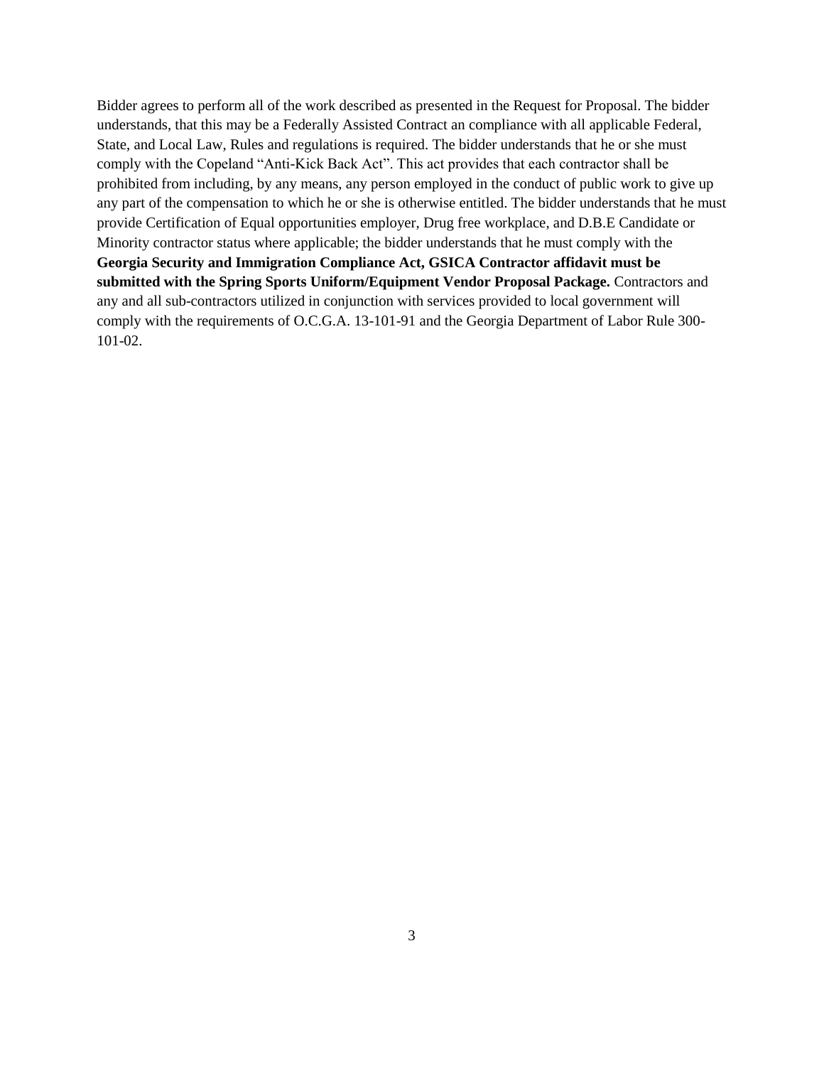Bidder agrees to perform all of the work described as presented in the Request for Proposal. The bidder understands, that this may be a Federally Assisted Contract an compliance with all applicable Federal, State, and Local Law, Rules and regulations is required. The bidder understands that he or she must comply with the Copeland "Anti-Kick Back Act". This act provides that each contractor shall be prohibited from including, by any means, any person employed in the conduct of public work to give up any part of the compensation to which he or she is otherwise entitled. The bidder understands that he must provide Certification of Equal opportunities employer, Drug free workplace, and D.B.E Candidate or Minority contractor status where applicable; the bidder understands that he must comply with the **Georgia Security and Immigration Compliance Act, GSICA Contractor affidavit must be submitted with the Spring Sports Uniform/Equipment Vendor Proposal Package.** Contractors and any and all sub-contractors utilized in conjunction with services provided to local government will comply with the requirements of O.C.G.A. 13-101-91 and the Georgia Department of Labor Rule 300-101-02.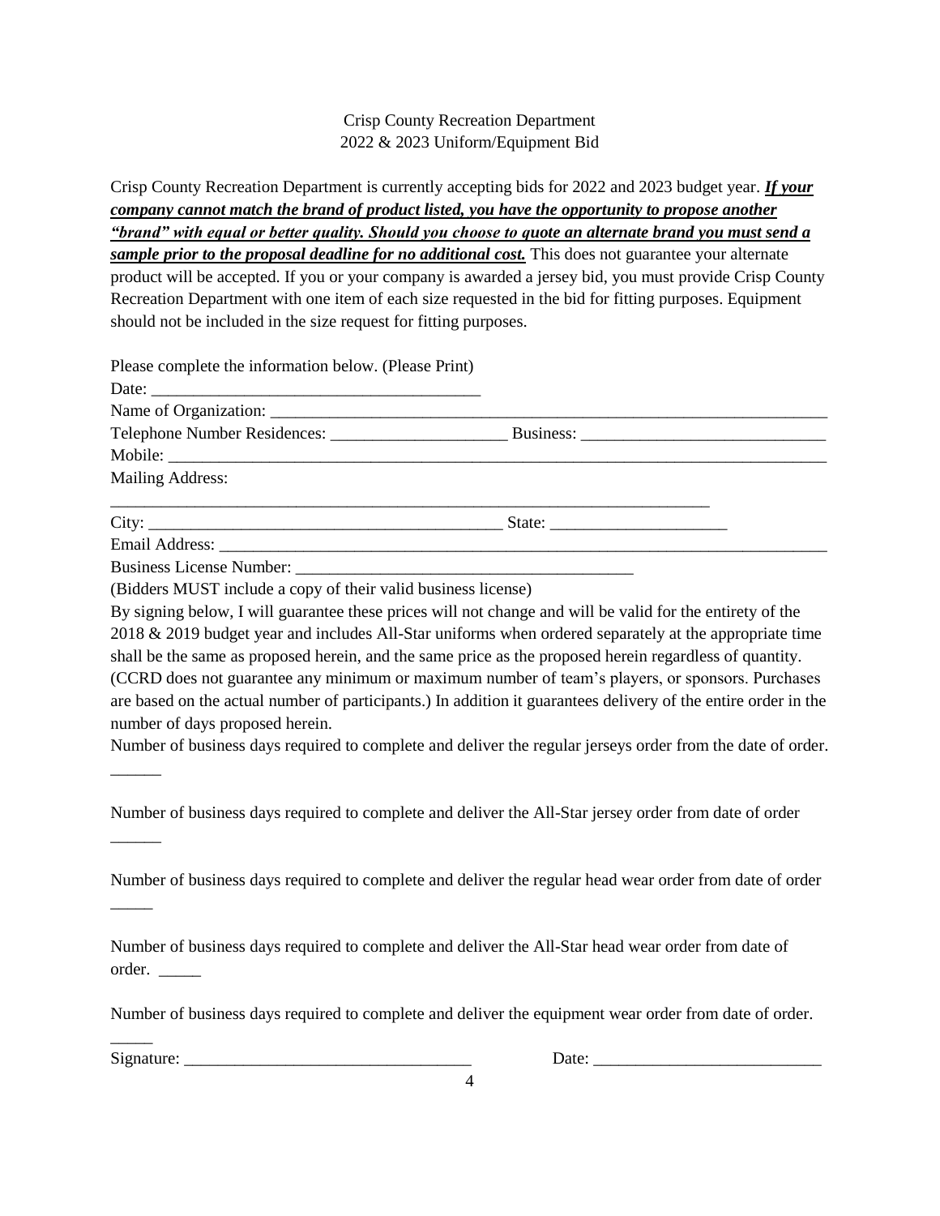Crisp County Recreation Department
2022 & 2023 Uniform/Equipment Bid

Crisp County Recreation Department is currently accepting bids for 2022 and 2023 budget year. ***If your company cannot match the brand of product listed, you have the opportunity to propose another "brand" with equal or better quality. Should you choose to quote an alternate brand you must send a sample prior to the proposal deadline for no additional cost.*** This does not guarantee your alternate product will be accepted. If you or your company is awarded a jersey bid, you must provide Crisp County Recreation Department with one item of each size requested in the bid for fitting purposes. Equipment should not be included in the size request for fitting purposes.

Please complete the information below. (Please Print)

Date: ______________________________________

Name of Organization: ______________________________________________________________________

Telephone Number Residences: ____________________ Business: ____________________________

Mobile: ______________________________________________________________________________

Mailing Address:

______________________________________________________________________

City: ________________________________________ State: ____________________

Email Address: ________________________________________________________________________

Business License Number: ________________________________________

(Bidders MUST include a copy of their valid business license)

By signing below, I will guarantee these prices will not change and will be valid for the entirety of the 2018 & 2019 budget year and includes All-Star uniforms when ordered separately at the appropriate time shall be the same as proposed herein, and the same price as the proposed herein regardless of quantity. (CCRD does not guarantee any minimum or maximum number of team's players, or sponsors. Purchases are based on the actual number of participants.) In addition it guarantees delivery of the entire order in the number of days proposed herein.

Number of business days required to complete and deliver the regular jerseys order from the date of order. ______

Number of business days required to complete and deliver the All-Star jersey order from date of order ______

Number of business days required to complete and deliver the regular head wear order from date of order _____

Number of business days required to complete and deliver the All-Star head wear order from date of order. _____

Number of business days required to complete and deliver the equipment wear order from date of order. _____

Signature: _________________________________ Date: __________________________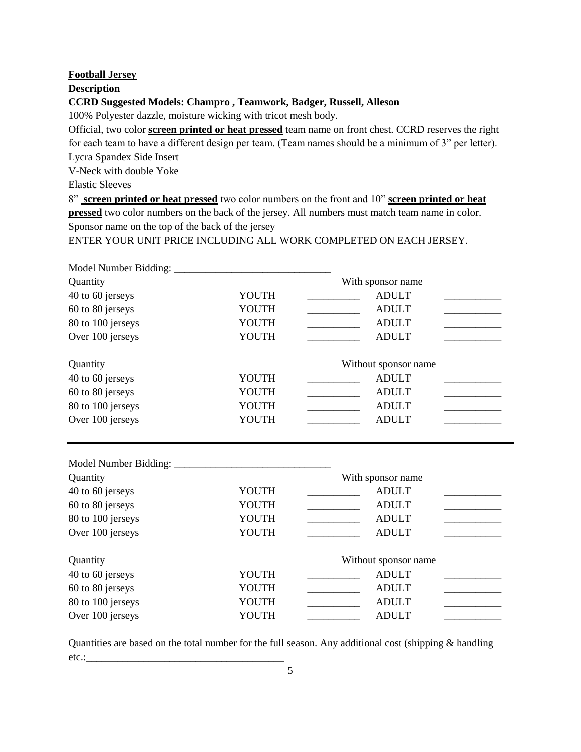**Football Jersey**

**Description**

**CCRD Suggested Models: Champro , Teamwork, Badger, Russell, Alleson**

100% Polyester dazzle, moisture wicking with tricot mesh body.

Official, two color **screen printed or heat pressed** team name on front chest. CCRD reserves the right for each team to have a different design per team. (Team names should be a minimum of 3" per letter).

Lycra Spandex Side Insert

V-Neck with double Yoke

Elastic Sleeves

8" **screen printed or heat pressed** two color numbers on the front and 10" **screen printed or heat pressed** two color numbers on the back of the jersey. All numbers must match team name in color.

Sponsor name on the top of the back of the jersey

ENTER YOUR UNIT PRICE INCLUDING ALL WORK COMPLETED ON EACH JERSEY.

Model Number Bidding: ______________________________

| Quantity | | With sponsor name | | |
|---|---|---|---|---|
| 40 to 60 jerseys | YOUTH | __________ | ADULT | ___________ |
| 60 to 80 jerseys | YOUTH | __________ | ADULT | ___________ |
| 80 to 100 jerseys | YOUTH | __________ | ADULT | ___________ |
| Over 100 jerseys | YOUTH | __________ | ADULT | ___________ |

| Quantity | | Without sponsor name | | |
|---|---|---|---|---|
| 40 to 60 jerseys | YOUTH | __________ | ADULT | ___________ |
| 60 to 80 jerseys | YOUTH | __________ | ADULT | ___________ |
| 80 to 100 jerseys | YOUTH | __________ | ADULT | ___________ |
| Over 100 jerseys | YOUTH | __________ | ADULT | ___________ |

---

Model Number Bidding: ______________________________

| Quantity | | With sponsor name | | |
|---|---|---|---|---|
| 40 to 60 jerseys | YOUTH | __________ | ADULT | ___________ |
| 60 to 80 jerseys | YOUTH | __________ | ADULT | ___________ |
| 80 to 100 jerseys | YOUTH | __________ | ADULT | ___________ |
| Over 100 jerseys | YOUTH | __________ | ADULT | ___________ |

| Quantity | | Without sponsor name | | |
|---|---|---|---|---|
| 40 to 60 jerseys | YOUTH | __________ | ADULT | ___________ |
| 60 to 80 jerseys | YOUTH | __________ | ADULT | ___________ |
| 80 to 100 jerseys | YOUTH | __________ | ADULT | ___________ |
| Over 100 jerseys | YOUTH | __________ | ADULT | ___________ |

Quantities are based on the total number for the full season. Any additional cost (shipping & handling etc.:______________________________________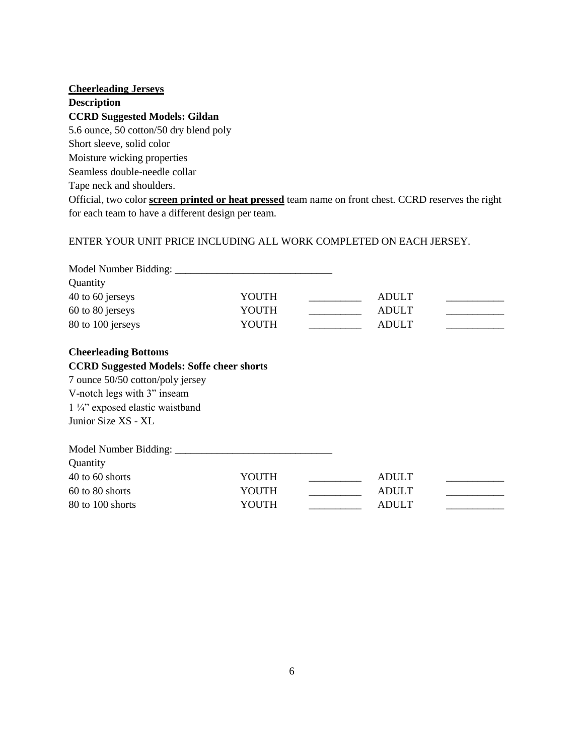**<u>Cheerleading Jerseys</u>**

**Description**

**CCRD Suggested Models: Gildan**

5.6 ounce, 50 cotton/50 dry blend poly
Short sleeve, solid color
Moisture wicking properties
Seamless double-needle collar
Tape neck and shoulders.
Official, two color **<u>screen printed or heat pressed</u>** team name on front chest. CCRD reserves the right for each team to have a different design per team.

ENTER YOUR UNIT PRICE INCLUDING ALL WORK COMPLETED ON EACH JERSEY.

Model Number Bidding: ______________________________

| Quantity | | | | |
|---|---|---|---|---|
| 40 to 60 jerseys | YOUTH | __________ | ADULT | ___________ |
| 60 to 80 jerseys | YOUTH | __________ | ADULT | ___________ |
| 80 to 100 jerseys | YOUTH | __________ | ADULT | ___________ |

**Cheerleading Bottoms**

**CCRD Suggested Models: Soffe cheer shorts**

7 ounce 50/50 cotton/poly jersey
V-notch legs with 3" inseam
1 ¼" exposed elastic waistband
Junior Size XS - XL

Model Number Bidding: ______________________________

| Quantity | | | | |
|---|---|---|---|---|
| 40 to 60 shorts | YOUTH | __________ | ADULT | ___________ |
| 60 to 80 shorts | YOUTH | __________ | ADULT | ___________ |
| 80 to 100 shorts | YOUTH | __________ | ADULT | ___________ |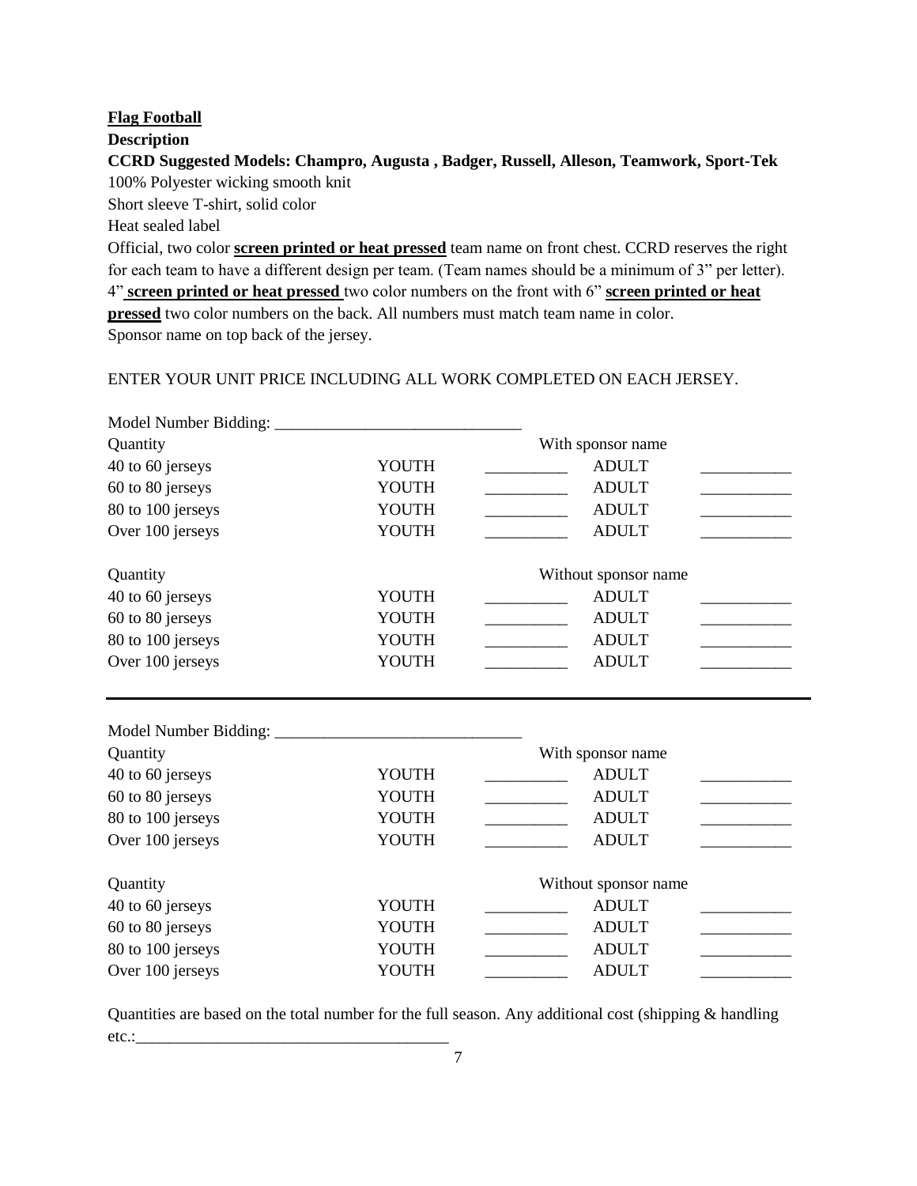**Flag Football**

**Description**

**CCRD Suggested Models: Champro, Augusta , Badger, Russell, Alleson, Teamwork, Sport-Tek**

100% Polyester wicking smooth knit

Short sleeve T-shirt, solid color

Heat sealed label

Official, two color **screen printed or heat pressed** team name on front chest. CCRD reserves the right for each team to have a different design per team. (Team names should be a minimum of 3" per letter). 4" **screen printed or heat pressed** two color numbers on the front with 6" **screen printed or heat pressed** two color numbers on the back. All numbers must match team name in color.

Sponsor name on top back of the jersey.

ENTER YOUR UNIT PRICE INCLUDING ALL WORK COMPLETED ON EACH JERSEY.

Model Number Bidding: ______________________________

| Quantity | | With sponsor name | | |
|---|---|---|---|---|
| 40 to 60 jerseys | YOUTH | __________ | ADULT | ___________ |
| 60 to 80 jerseys | YOUTH | __________ | ADULT | ___________ |
| 80 to 100 jerseys | YOUTH | __________ | ADULT | ___________ |
| Over 100 jerseys | YOUTH | __________ | ADULT | ___________ |

| Quantity | | Without sponsor name | | |
|---|---|---|---|---|
| 40 to 60 jerseys | YOUTH | __________ | ADULT | ___________ |
| 60 to 80 jerseys | YOUTH | __________ | ADULT | ___________ |
| 80 to 100 jerseys | YOUTH | __________ | ADULT | ___________ |
| Over 100 jerseys | YOUTH | __________ | ADULT | ___________ |

---

Model Number Bidding: ______________________________

| Quantity | | With sponsor name | | |
|---|---|---|---|---|
| 40 to 60 jerseys | YOUTH | __________ | ADULT | ___________ |
| 60 to 80 jerseys | YOUTH | __________ | ADULT | ___________ |
| 80 to 100 jerseys | YOUTH | __________ | ADULT | ___________ |
| Over 100 jerseys | YOUTH | __________ | ADULT | ___________ |

| Quantity | | Without sponsor name | | |
|---|---|---|---|---|
| 40 to 60 jerseys | YOUTH | __________ | ADULT | ___________ |
| 60 to 80 jerseys | YOUTH | __________ | ADULT | ___________ |
| 80 to 100 jerseys | YOUTH | __________ | ADULT | ___________ |
| Over 100 jerseys | YOUTH | __________ | ADULT | ___________ |

Quantities are based on the total number for the full season. Any additional cost (shipping & handling etc.:______________________________________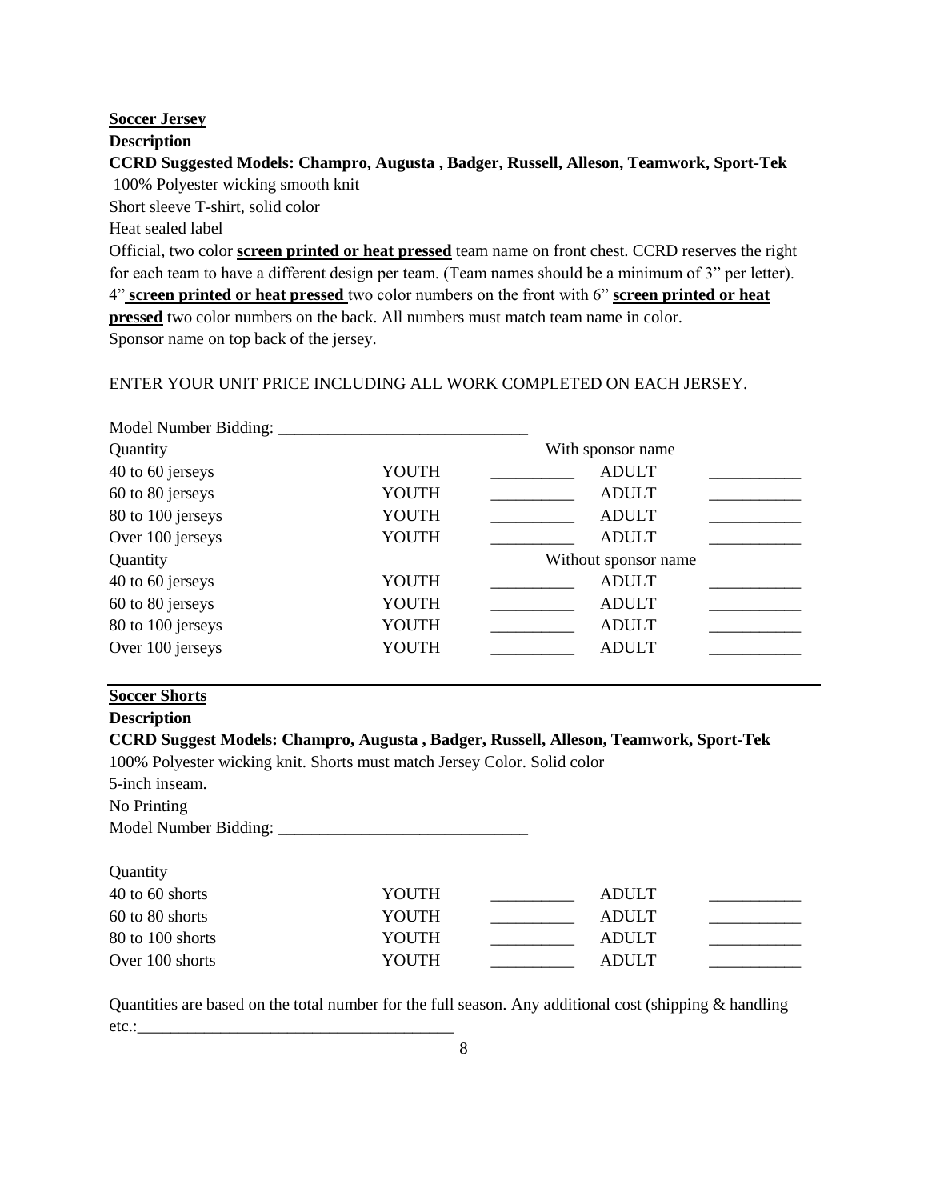**Soccer Jersey**

**Description**

**CCRD Suggested Models: Champro, Augusta , Badger, Russell, Alleson, Teamwork, Sport-Tek**

100% Polyester wicking smooth knit

Short sleeve T-shirt, solid color

Heat sealed label

Official, two color **screen printed or heat pressed** team name on front chest. CCRD reserves the right for each team to have a different design per team. (Team names should be a minimum of 3" per letter). 4" **screen printed or heat pressed** two color numbers on the front with 6" **screen printed or heat pressed** two color numbers on the back. All numbers must match team name in color.

Sponsor name on top back of the jersey.

ENTER YOUR UNIT PRICE INCLUDING ALL WORK COMPLETED ON EACH JERSEY.

Model Number Bidding: ______________________________

| Quantity | | With sponsor name | | |
|---|---|---|---|---|
| 40 to 60 jerseys | YOUTH | __________ | ADULT | ___________ |
| 60 to 80 jerseys | YOUTH | __________ | ADULT | ___________ |
| 80 to 100 jerseys | YOUTH | __________ | ADULT | ___________ |
| Over 100 jerseys | YOUTH | __________ | ADULT | ___________ |
| Quantity | | Without sponsor name | | |
| 40 to 60 jerseys | YOUTH | __________ | ADULT | ___________ |
| 60 to 80 jerseys | YOUTH | __________ | ADULT | ___________ |
| 80 to 100 jerseys | YOUTH | __________ | ADULT | ___________ |
| Over 100 jerseys | YOUTH | __________ | ADULT | ___________ |

---

**Soccer Shorts**

**Description**

**CCRD Suggest Models: Champro, Augusta , Badger, Russell, Alleson, Teamwork, Sport-Tek**

100% Polyester wicking knit. Shorts must match Jersey Color. Solid color

5-inch inseam.

No Printing

Model Number Bidding: ______________________________

| Quantity | | | | |
|---|---|---|---|---|
| 40 to 60 shorts | YOUTH | __________ | ADULT | ___________ |
| 60 to 80 shorts | YOUTH | __________ | ADULT | ___________ |
| 80 to 100 shorts | YOUTH | __________ | ADULT | ___________ |
| Over 100 shorts | YOUTH | __________ | ADULT | ___________ |

Quantities are based on the total number for the full season. Any additional cost (shipping & handling etc.:______________________________________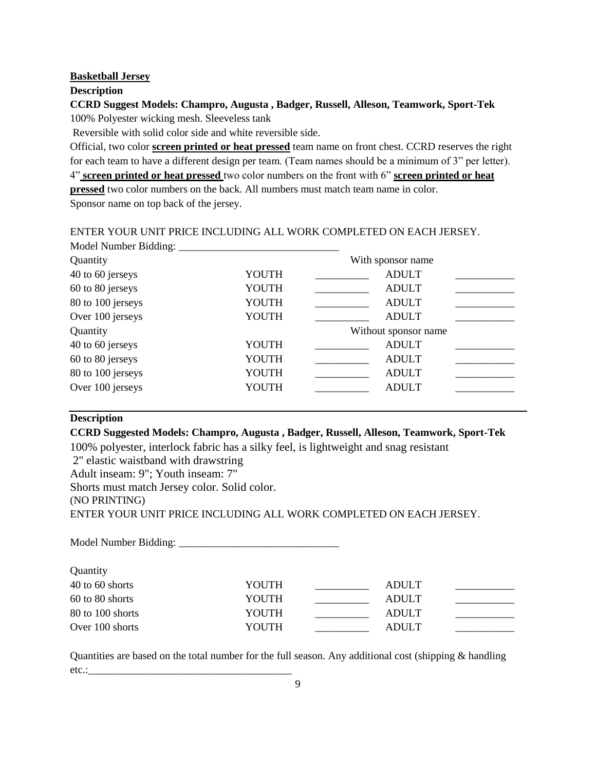**Basketball Jersey**

**Description**

**CCRD Suggest Models: Champro, Augusta , Badger, Russell, Alleson, Teamwork, Sport-Tek**

100% Polyester wicking mesh. Sleeveless tank

Reversible with solid color side and white reversible side.

Official, two color **screen printed or heat pressed** team name on front chest. CCRD reserves the right for each team to have a different design per team. (Team names should be a minimum of 3" per letter). 4" **screen printed or heat pressed** two color numbers on the front with 6" **screen printed or heat pressed** two color numbers on the back. All numbers must match team name in color.

Sponsor name on top back of the jersey.

ENTER YOUR UNIT PRICE INCLUDING ALL WORK COMPLETED ON EACH JERSEY.

Model Number Bidding: ______________________________

| Quantity | | With sponsor name | | |
|---|---|---|---|---|
| 40 to 60 jerseys | YOUTH | __________ | ADULT | ___________ |
| 60 to 80 jerseys | YOUTH | __________ | ADULT | ___________ |
| 80 to 100 jerseys | YOUTH | __________ | ADULT | ___________ |
| Over 100 jerseys | YOUTH | __________ | ADULT | ___________ |
| Quantity | | Without sponsor name | | |
| 40 to 60 jerseys | YOUTH | __________ | ADULT | ___________ |
| 60 to 80 jerseys | YOUTH | __________ | ADULT | ___________ |
| 80 to 100 jerseys | YOUTH | __________ | ADULT | ___________ |
| Over 100 jerseys | YOUTH | __________ | ADULT | ___________ |

---

**Description**

**CCRD Suggested Models: Champro, Augusta , Badger, Russell, Alleson, Teamwork, Sport-Tek**

100% polyester, interlock fabric has a silky feel, is lightweight and snag resistant

2" elastic waistband with drawstring

Adult inseam: 9"; Youth inseam: 7"

Shorts must match Jersey color. Solid color.

(NO PRINTING)

ENTER YOUR UNIT PRICE INCLUDING ALL WORK COMPLETED ON EACH JERSEY.

Model Number Bidding: ______________________________

| Quantity | | | | |
|---|---|---|---|---|
| 40 to 60 shorts | YOUTH | __________ | ADULT | ___________ |
| 60 to 80 shorts | YOUTH | __________ | ADULT | ___________ |
| 80 to 100 shorts | YOUTH | __________ | ADULT | ___________ |
| Over 100 shorts | YOUTH | __________ | ADULT | ___________ |

Quantities are based on the total number for the full season. Any additional cost (shipping & handling etc.:______________________________________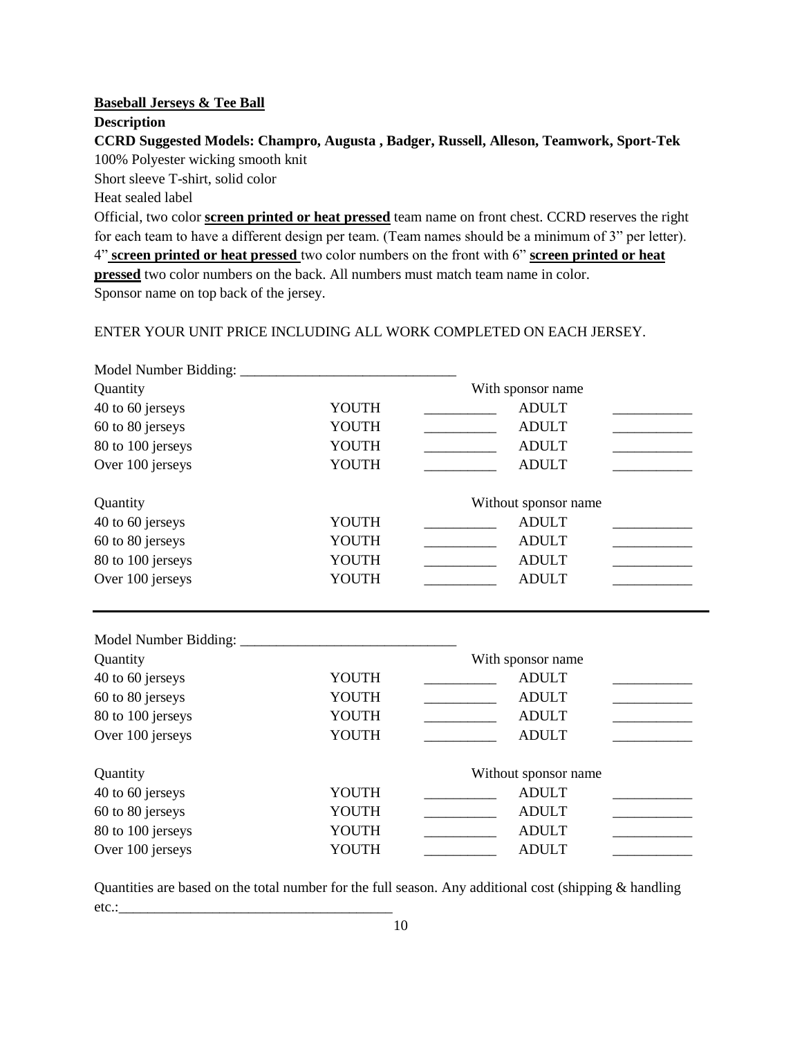**<u>Baseball Jerseys & Tee Ball</u>**

**Description**

**CCRD Suggested Models: Champro, Augusta , Badger, Russell, Alleson, Teamwork, Sport-Tek**

100% Polyester wicking smooth knit

Short sleeve T-shirt, solid color

Heat sealed label

Official, two color **<u>screen printed or heat pressed</u>** team name on front chest. CCRD reserves the right for each team to have a different design per team. (Team names should be a minimum of 3" per letter). 4" **<u>screen printed or heat pressed</u>** two color numbers on the front with 6" **<u>screen printed or heat pressed</u>** two color numbers on the back. All numbers must match team name in color.

Sponsor name on top back of the jersey.

ENTER YOUR UNIT PRICE INCLUDING ALL WORK COMPLETED ON EACH JERSEY.

Model Number Bidding: ______________________________

| Quantity | | With sponsor name | | |
|---|---|---|---|---|
| 40 to 60 jerseys | YOUTH | __________ | ADULT | ___________ |
| 60 to 80 jerseys | YOUTH | __________ | ADULT | ___________ |
| 80 to 100 jerseys | YOUTH | __________ | ADULT | ___________ |
| Over 100 jerseys | YOUTH | __________ | ADULT | ___________ |

| Quantity | | Without sponsor name | | |
|---|---|---|---|---|
| 40 to 60 jerseys | YOUTH | __________ | ADULT | ___________ |
| 60 to 80 jerseys | YOUTH | __________ | ADULT | ___________ |
| 80 to 100 jerseys | YOUTH | __________ | ADULT | ___________ |
| Over 100 jerseys | YOUTH | __________ | ADULT | ___________ |

---

Model Number Bidding: ______________________________

| Quantity | | With sponsor name | | |
|---|---|---|---|---|
| 40 to 60 jerseys | YOUTH | __________ | ADULT | ___________ |
| 60 to 80 jerseys | YOUTH | __________ | ADULT | ___________ |
| 80 to 100 jerseys | YOUTH | __________ | ADULT | ___________ |
| Over 100 jerseys | YOUTH | __________ | ADULT | ___________ |

| Quantity | | Without sponsor name | | |
|---|---|---|---|---|
| 40 to 60 jerseys | YOUTH | __________ | ADULT | ___________ |
| 60 to 80 jerseys | YOUTH | __________ | ADULT | ___________ |
| 80 to 100 jerseys | YOUTH | __________ | ADULT | ___________ |
| Over 100 jerseys | YOUTH | __________ | ADULT | ___________ |

Quantities are based on the total number for the full season. Any additional cost (shipping & handling etc.:______________________________________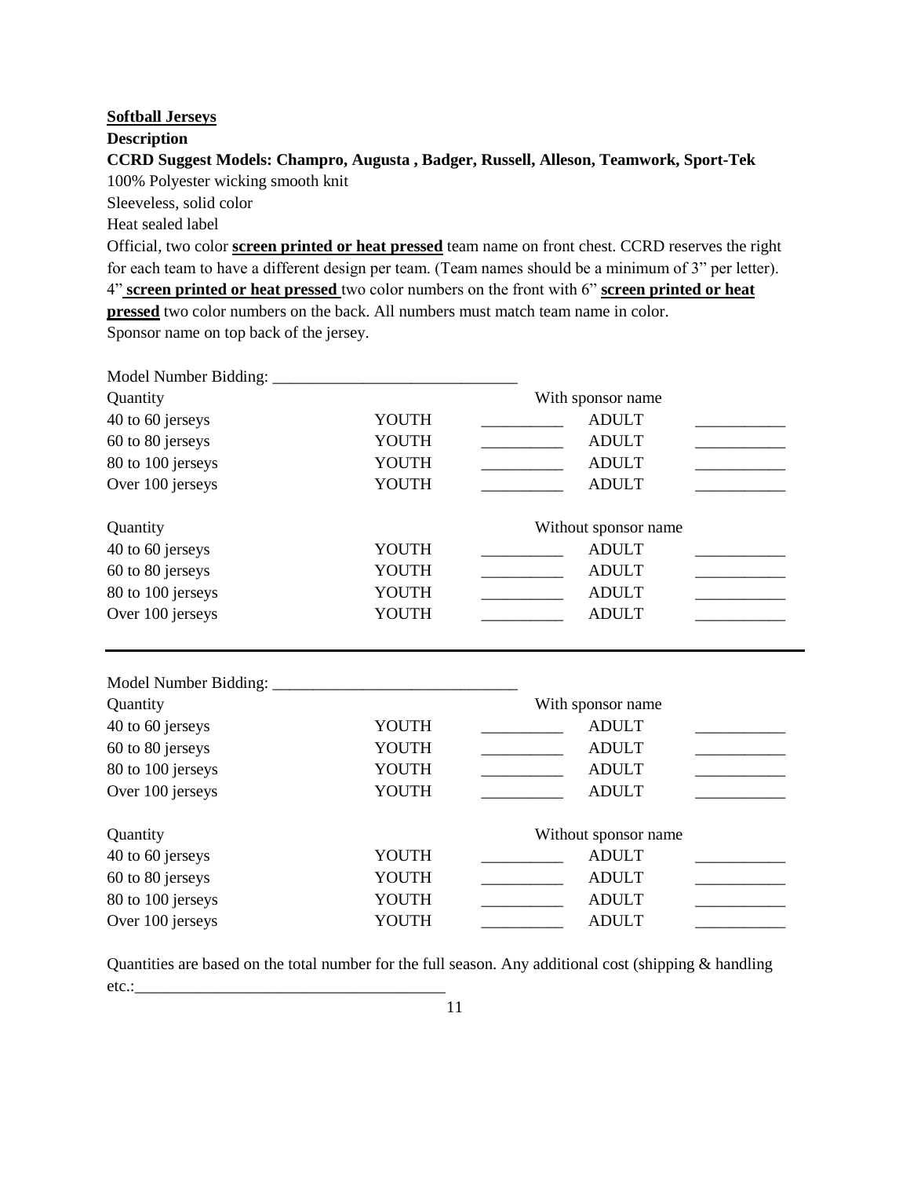**Softball Jerseys**

**Description**

**CCRD Suggest Models: Champro, Augusta , Badger, Russell, Alleson, Teamwork, Sport-Tek**

100% Polyester wicking smooth knit

Sleeveless, solid color

Heat sealed label

Official, two color **screen printed or heat pressed** team name on front chest. CCRD reserves the right for each team to have a different design per team. (Team names should be a minimum of 3" per letter). 4" **screen printed or heat pressed** two color numbers on the front with 6" **screen printed or heat pressed** two color numbers on the back. All numbers must match team name in color.

Sponsor name on top back of the jersey.

Model Number Bidding: ______________________________

| Quantity | | With sponsor name | | |
|---|---|---|---|---|
| 40 to 60 jerseys | YOUTH | __________ | ADULT | ___________ |
| 60 to 80 jerseys | YOUTH | __________ | ADULT | ___________ |
| 80 to 100 jerseys | YOUTH | __________ | ADULT | ___________ |
| Over 100 jerseys | YOUTH | __________ | ADULT | ___________ |

| Quantity | | Without sponsor name | | |
|---|---|---|---|---|
| 40 to 60 jerseys | YOUTH | __________ | ADULT | ___________ |
| 60 to 80 jerseys | YOUTH | __________ | ADULT | ___________ |
| 80 to 100 jerseys | YOUTH | __________ | ADULT | ___________ |
| Over 100 jerseys | YOUTH | __________ | ADULT | ___________ |

---

Model Number Bidding: ______________________________

| Quantity | | With sponsor name | | |
|---|---|---|---|---|
| 40 to 60 jerseys | YOUTH | __________ | ADULT | ___________ |
| 60 to 80 jerseys | YOUTH | __________ | ADULT | ___________ |
| 80 to 100 jerseys | YOUTH | __________ | ADULT | ___________ |
| Over 100 jerseys | YOUTH | __________ | ADULT | ___________ |

| Quantity | | Without sponsor name | | |
|---|---|---|---|---|
| 40 to 60 jerseys | YOUTH | __________ | ADULT | ___________ |
| 60 to 80 jerseys | YOUTH | __________ | ADULT | ___________ |
| 80 to 100 jerseys | YOUTH | __________ | ADULT | ___________ |
| Over 100 jerseys | YOUTH | __________ | ADULT | ___________ |

Quantities are based on the total number for the full season. Any additional cost (shipping & handling etc.:_______________________________________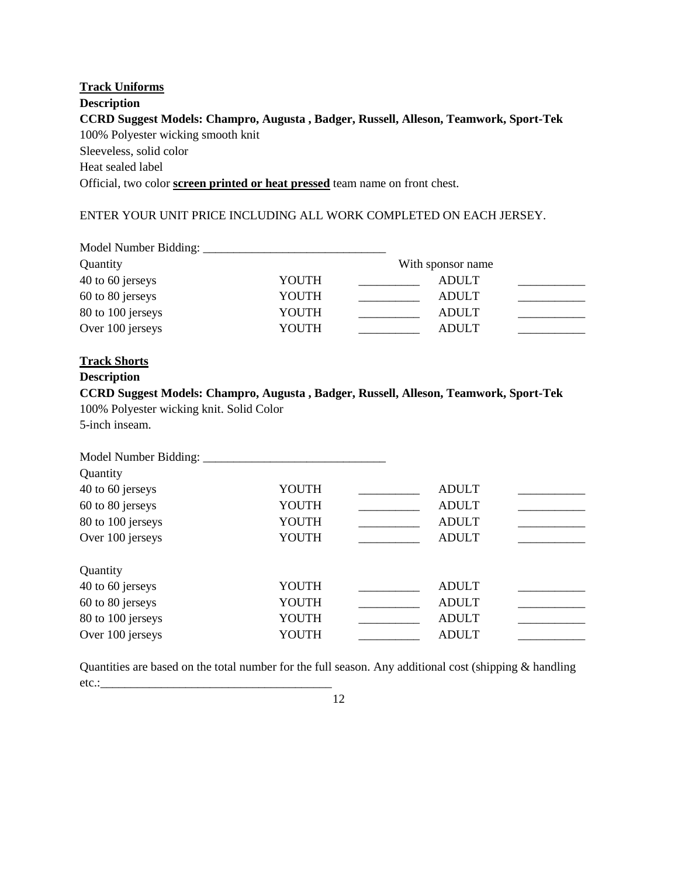**Track Uniforms**

**Description**

**CCRD Suggest Models: Champro, Augusta , Badger, Russell, Alleson, Teamwork, Sport-Tek**

100% Polyester wicking smooth knit

Sleeveless, solid color

Heat sealed label

Official, two color **screen printed or heat pressed** team name on front chest.

ENTER YOUR UNIT PRICE INCLUDING ALL WORK COMPLETED ON EACH JERSEY.

Model Number Bidding: ______________________________

| Quantity | | | With sponsor name | |
|---|---|---|---|---|
| 40 to 60 jerseys | YOUTH | __________ | ADULT | ___________ |
| 60 to 80 jerseys | YOUTH | __________ | ADULT | ___________ |
| 80 to 100 jerseys | YOUTH | __________ | ADULT | ___________ |
| Over 100 jerseys | YOUTH | __________ | ADULT | ___________ |

**Track Shorts**

**Description**

**CCRD Suggest Models: Champro, Augusta , Badger, Russell, Alleson, Teamwork, Sport-Tek**

100% Polyester wicking knit. Solid Color

5-inch inseam.

Model Number Bidding: ______________________________

| Quantity | | | | |
|---|---|---|---|---|
| 40 to 60 jerseys | YOUTH | __________ | ADULT | ___________ |
| 60 to 80 jerseys | YOUTH | __________ | ADULT | ___________ |
| 80 to 100 jerseys | YOUTH | __________ | ADULT | ___________ |
| Over 100 jerseys | YOUTH | __________ | ADULT | ___________ |

| Quantity | | | | |
|---|---|---|---|---|
| 40 to 60 jerseys | YOUTH | __________ | ADULT | ___________ |
| 60 to 80 jerseys | YOUTH | __________ | ADULT | ___________ |
| 80 to 100 jerseys | YOUTH | __________ | ADULT | ___________ |
| Over 100 jerseys | YOUTH | __________ | ADULT | ___________ |

Quantities are based on the total number for the full season. Any additional cost (shipping & handling etc.:_____________________________________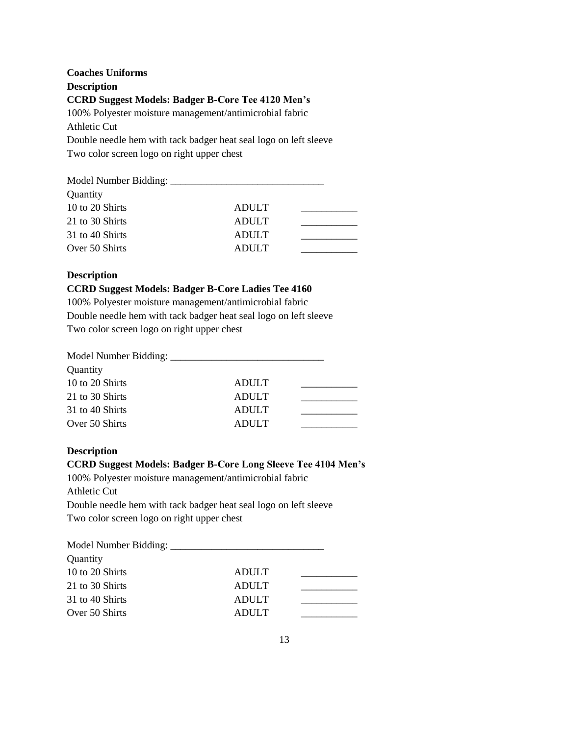**Coaches Uniforms**

**Description**

**CCRD Suggest Models: Badger B-Core Tee 4120 Men's**

100% Polyester moisture management/antimicrobial fabric
Athletic Cut
Double needle hem with tack badger heat seal logo on left sleeve
Two color screen logo on right upper chest

Model Number Bidding: ______________________________

| Quantity | | |
|---|---|---|
| 10 to 20 Shirts | ADULT | ___________ |
| 21 to 30 Shirts | ADULT | ___________ |
| 31 to 40 Shirts | ADULT | ___________ |
| Over 50 Shirts | ADULT | ___________ |

**Description**

**CCRD Suggest Models: Badger B-Core Ladies Tee 4160**

100% Polyester moisture management/antimicrobial fabric
Double needle hem with tack badger heat seal logo on left sleeve
Two color screen logo on right upper chest

Model Number Bidding: ______________________________

| Quantity | | |
|---|---|---|
| 10 to 20 Shirts | ADULT | ___________ |
| 21 to 30 Shirts | ADULT | ___________ |
| 31 to 40 Shirts | ADULT | ___________ |
| Over 50 Shirts | ADULT | ___________ |

**Description**

**CCRD Suggest Models: Badger B-Core Long Sleeve Tee 4104 Men's**

100% Polyester moisture management/antimicrobial fabric
Athletic Cut
Double needle hem with tack badger heat seal logo on left sleeve
Two color screen logo on right upper chest

Model Number Bidding: ______________________________

| Quantity | | |
|---|---|---|
| 10 to 20 Shirts | ADULT | ___________ |
| 21 to 30 Shirts | ADULT | ___________ |
| 31 to 40 Shirts | ADULT | ___________ |
| Over 50 Shirts | ADULT | ___________ |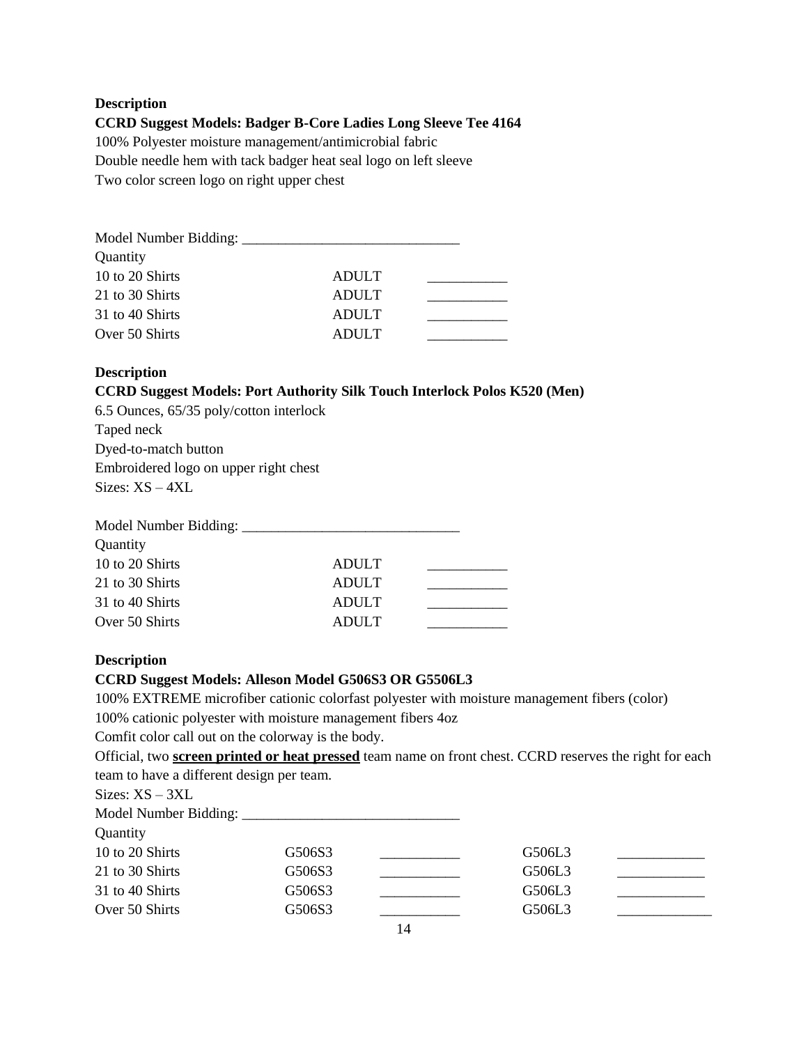**Description**

**CCRD Suggest Models: Badger B-Core Ladies Long Sleeve Tee 4164**

100% Polyester moisture management/antimicrobial fabric
Double needle hem with tack badger heat seal logo on left sleeve
Two color screen logo on right upper chest

Model Number Bidding: ______________________________

| Quantity | | |
|---|---|---|
| 10 to 20 Shirts | ADULT | ___________ |
| 21 to 30 Shirts | ADULT | ___________ |
| 31 to 40 Shirts | ADULT | ___________ |
| Over 50 Shirts | ADULT | ___________ |

**Description**

**CCRD Suggest Models: Port Authority Silk Touch Interlock Polos K520 (Men)**

6.5 Ounces, 65/35 poly/cotton interlock
Taped neck
Dyed-to-match button
Embroidered logo on upper right chest
Sizes: XS – 4XL

Model Number Bidding: ______________________________

| Quantity | | |
|---|---|---|
| 10 to 20 Shirts | ADULT | ___________ |
| 21 to 30 Shirts | ADULT | ___________ |
| 31 to 40 Shirts | ADULT | ___________ |
| Over 50 Shirts | ADULT | ___________ |

**Description**

**CCRD Suggest Models: Alleson Model G506S3 OR G5506L3**

100% EXTREME microfiber cationic colorfast polyester with moisture management fibers (color)
100% cationic polyester with moisture management fibers 4oz
Comfit color call out on the colorway is the body.
Official, two **<u>screen printed or heat pressed</u>** team name on front chest. CCRD reserves the right for each team to have a different design per team.
Sizes: XS – 3XL
Model Number Bidding: ______________________________

| Quantity | | | | |
|---|---|---|---|---|
| 10 to 20 Shirts | G506S3 | ___________ | G506L3 | ____________ |
| 21 to 30 Shirts | G506S3 | ___________ | G506L3 | ____________ |
| 31 to 40 Shirts | G506S3 | ___________ | G506L3 | ____________ |
| Over 50 Shirts | G506S3 | ___________ | G506L3 | _____________ |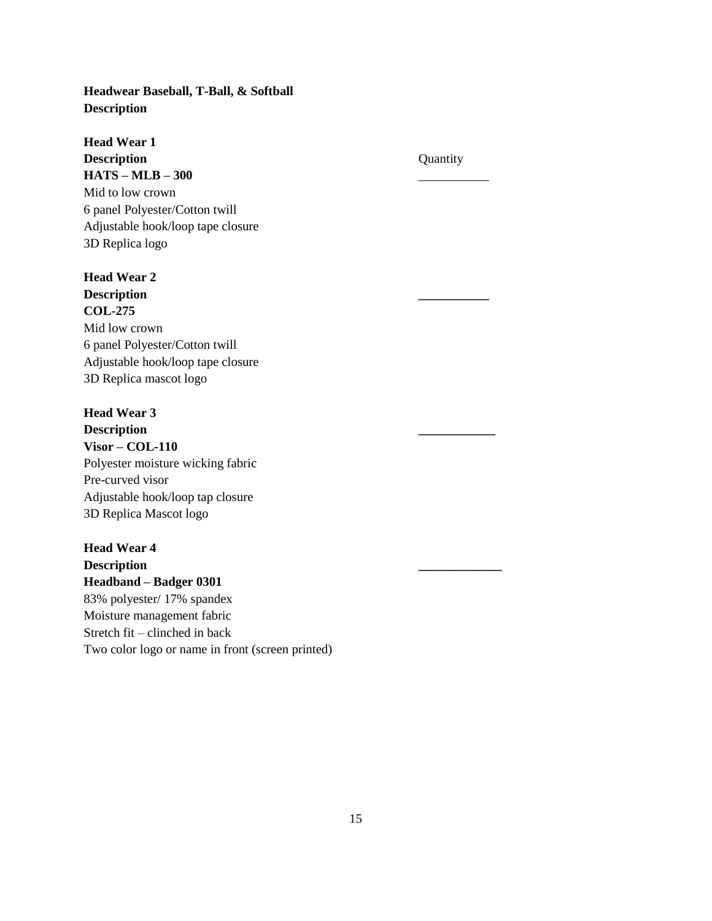**Headwear Baseball, T-Ball, & Softball**
**Description**

**Head Wear 1**
**Description** Quantity
**HATS – MLB – 300** ___________
Mid to low crown
6 panel Polyester/Cotton twill
Adjustable hook/loop tape closure
3D Replica logo

**Head Wear 2**
**Description** ___________
**COL-275**
Mid low crown
6 panel Polyester/Cotton twill
Adjustable hook/loop tape closure
3D Replica mascot logo

**Head Wear 3**
**Description** ____________
**Visor – COL-110**
Polyester moisture wicking fabric
Pre-curved visor
Adjustable hook/loop tap closure
3D Replica Mascot logo

**Head Wear 4**
**Description** _____________
**Headband – Badger 0301**
83% polyester/ 17% spandex
Moisture management fabric
Stretch fit – clinched in back
Two color logo or name in front (screen printed)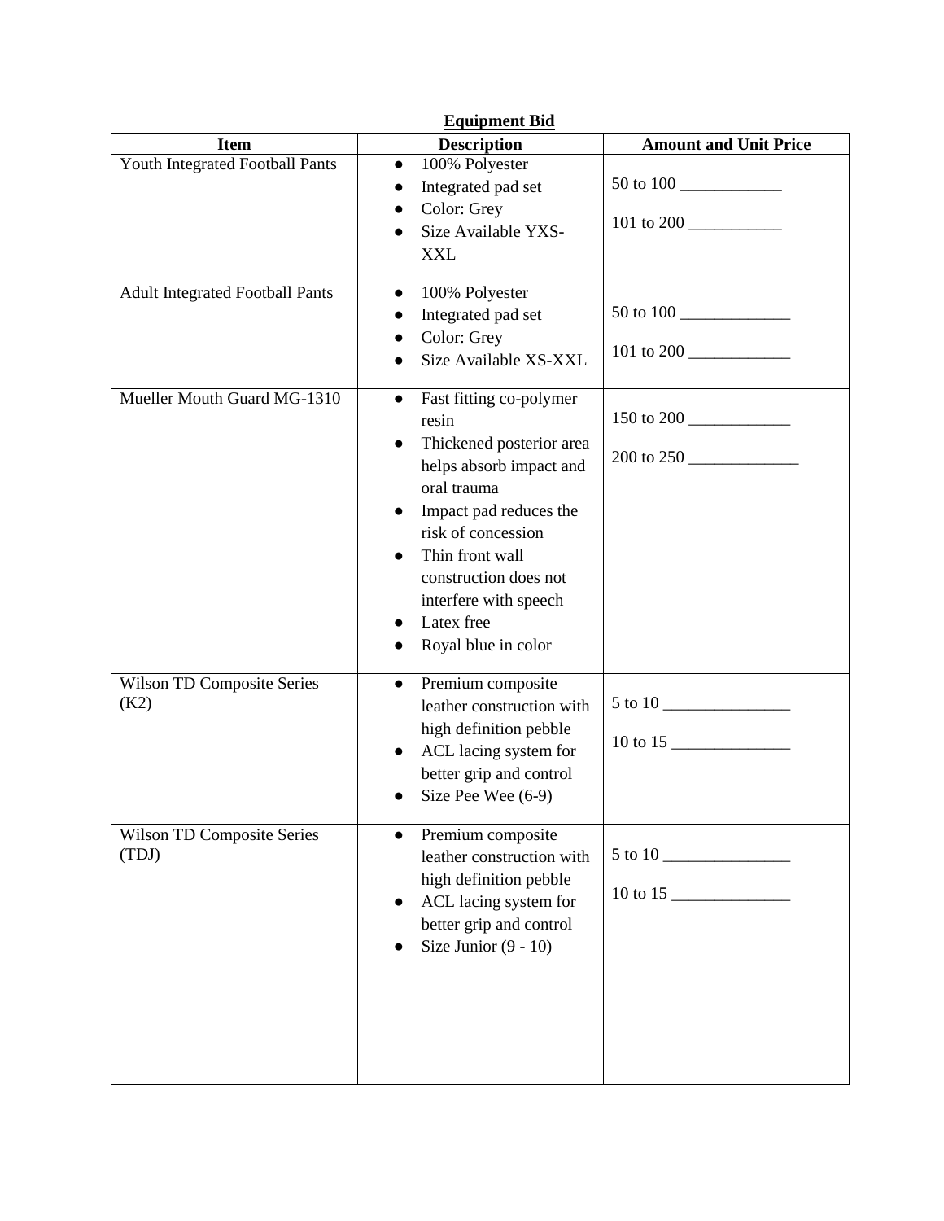**Equipment Bid**

| Item | Description | Amount and Unit Price |
|---|---|---|
| Youth Integrated Football Pants | • 100% Polyester<br>• Integrated pad set<br>• Color: Grey<br>• Size Available YXS-XXL | 50 to 100 ____________<br><br>101 to 200 ___________ |
| Adult Integrated Football Pants | • 100% Polyester<br>• Integrated pad set<br>• Color: Grey<br>• Size Available XS-XXL | 50 to 100 _____________<br><br>101 to 200 ____________ |
| Mueller Mouth Guard MG-1310 | • Fast fitting co-polymer resin<br>• Thickened posterior area helps absorb impact and oral trauma<br>• Impact pad reduces the risk of concession<br>• Thin front wall construction does not interfere with speech<br>• Latex free<br>• Royal blue in color | 150 to 200 ____________<br><br>200 to 250 _____________ |
| Wilson TD Composite Series (K2) | • Premium composite leather construction with high definition pebble<br>• ACL lacing system for better grip and control<br>• Size Pee Wee (6-9) | 5 to 10 _______________<br><br>10 to 15 ______________ |
| Wilson TD Composite Series (TDJ) | • Premium composite leather construction with high definition pebble<br>• ACL lacing system for better grip and control<br>• Size Junior (9 - 10) | 5 to 10 _______________<br><br>10 to 15 ______________ |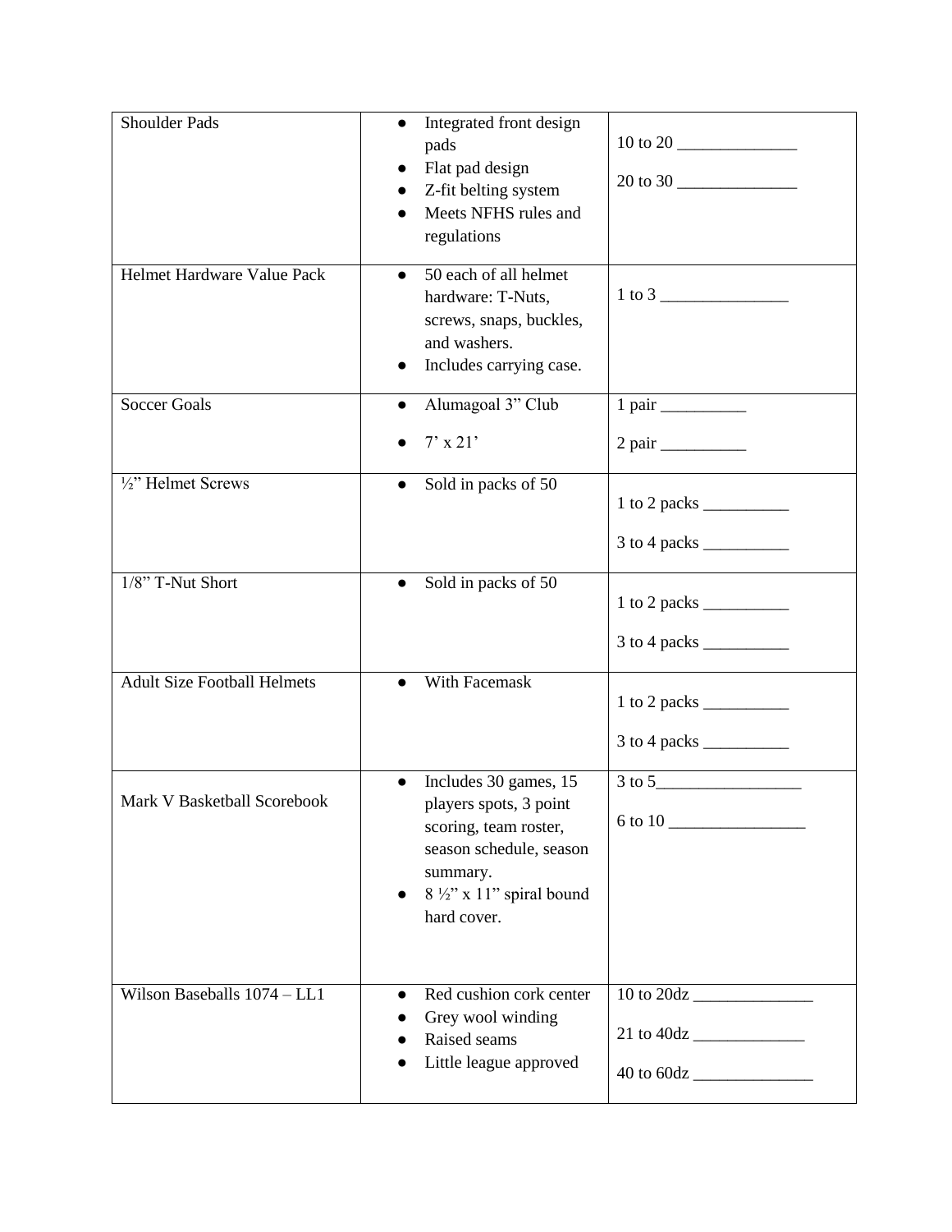| | | |
|---|---|---|
| Shoulder Pads | • Integrated front design pads<br>• Flat pad design<br>• Z-fit belting system<br>• Meets NFHS rules and regulations | 10 to 20 ______________<br>20 to 30 ______________ |
| Helmet Hardware Value Pack | • 50 each of all helmet hardware: T-Nuts, screws, snaps, buckles, and washers.<br>• Includes carrying case. | 1 to 3 _______________ |
| Soccer Goals | • Alumagoal 3" Club<br>• 7' x 21' | 1 pair __________<br>2 pair __________ |
| ½" Helmet Screws | • Sold in packs of 50 | 1 to 2 packs __________<br>3 to 4 packs __________ |
| 1/8" T-Nut Short | • Sold in packs of 50 | 1 to 2 packs __________<br>3 to 4 packs __________ |
| Adult Size Football Helmets | • With Facemask | 1 to 2 packs __________<br>3 to 4 packs __________ |
| Mark V Basketball Scorebook | • Includes 30 games, 15 players spots, 3 point scoring, team roster, season schedule, season summary.<br>• 8 ½" x 11" spiral bound hard cover. | 3 to 5_________________<br>6 to 10 ________________ |
| Wilson Baseballs 1074 – LL1 | • Red cushion cork center<br>• Grey wool winding<br>• Raised seams<br>• Little league approved | 10 to 20dz ______________<br>21 to 40dz _____________<br>40 to 60dz ______________ |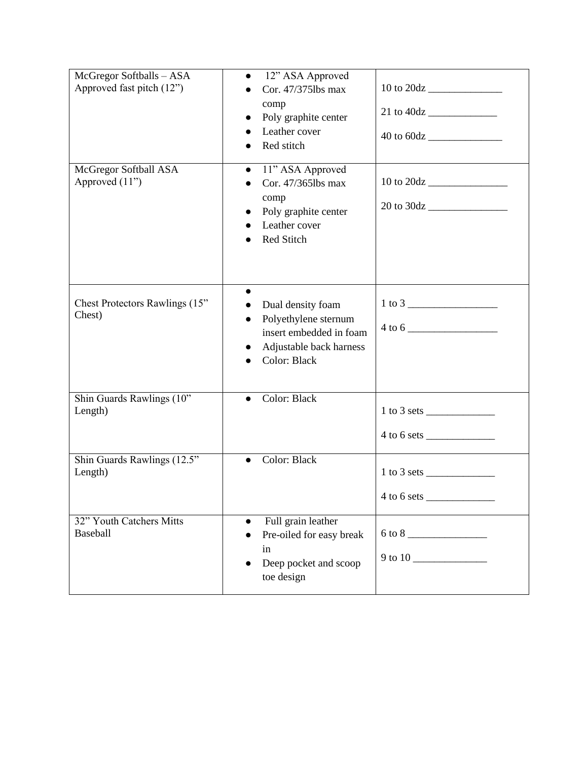| McGregor Softballs – ASA Approved fast pitch (12”) | • 12” ASA Approved<br>• Cor. 47/375lbs max comp<br>• Poly graphite center<br>• Leather cover<br>• Red stitch | 10 to 20dz ______________<br><br>21 to 40dz _____________<br><br>40 to 60dz ______________ |
|---|---|---|
| McGregor Softball ASA Approved (11”) | • 11” ASA Approved<br>• Cor. 47/365lbs max comp<br>• Poly graphite center<br>• Leather cover<br>• Red Stitch | 10 to 20dz _______________<br><br>20 to 30dz _______________ |
| Chest Protectors Rawlings (15” Chest) | •<br>• Dual density foam<br>• Polyethylene sternum insert embedded in foam<br>• Adjustable back harness<br>• Color: Black | 1 to 3 _________________<br><br>4 to 6 _________________ |
| Shin Guards Rawlings (10” Length) | • Color: Black | 1 to 3 sets _____________<br><br>4 to 6 sets _____________ |
| Shin Guards Rawlings (12.5” Length) | • Color: Black | 1 to 3 sets _____________<br><br>4 to 6 sets _____________ |
| 32” Youth Catchers Mitts Baseball | • Full grain leather<br>• Pre-oiled for easy break in<br>• Deep pocket and scoop toe design | 6 to 8 _______________<br><br>9 to 10 ______________ |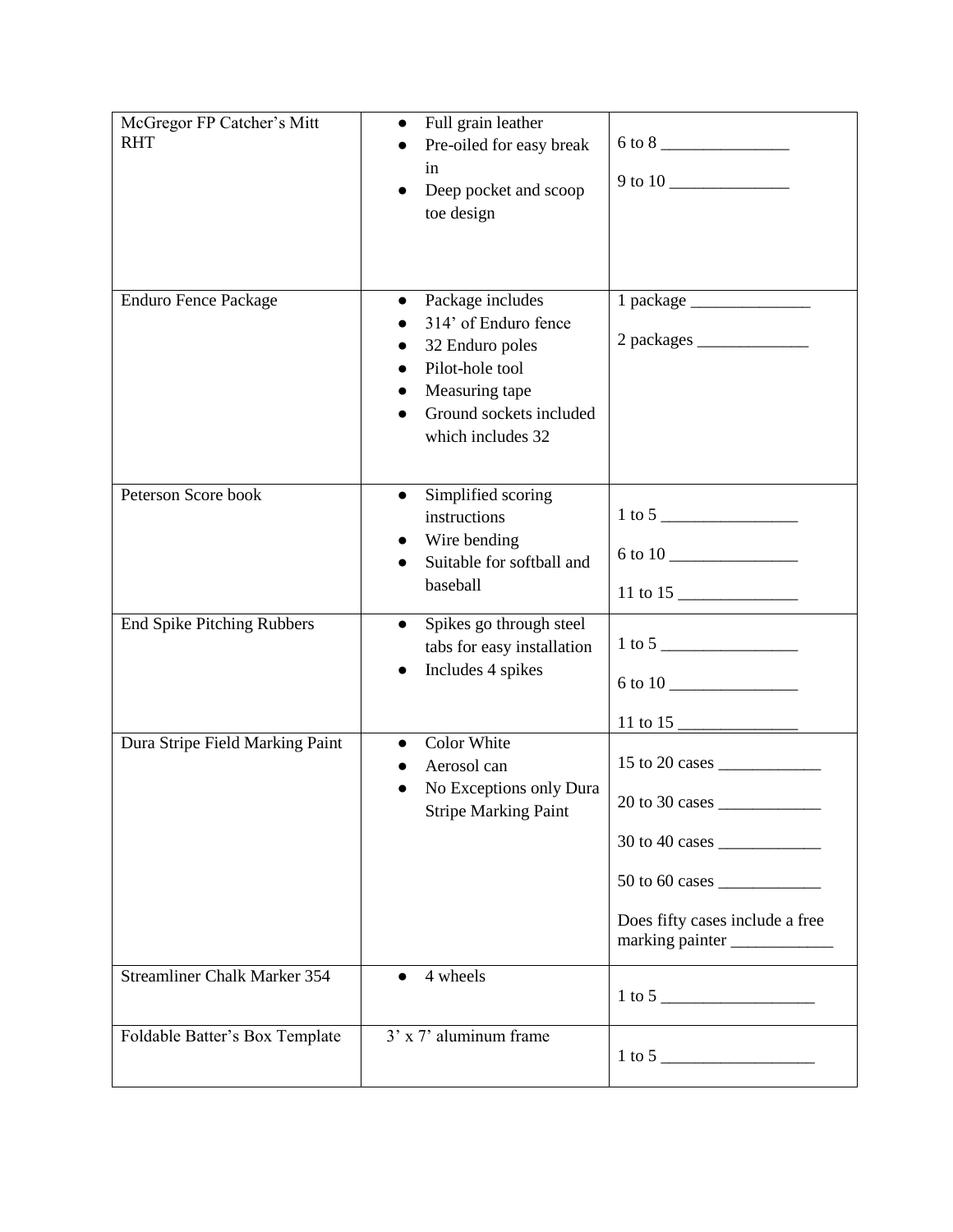| McGregor FP Catcher's Mitt RHT | • Full grain leather<br>• Pre-oiled for easy break in<br>• Deep pocket and scoop toe design | 6 to 8 _______________<br><br>9 to 10 ______________ |
|---|---|---|
| Enduro Fence Package | • Package includes<br>• 314' of Enduro fence<br>• 32 Enduro poles<br>• Pilot-hole tool<br>• Measuring tape<br>• Ground sockets included which includes 32 | 1 package ______________<br><br>2 packages _____________ |
| Peterson Score book | • Simplified scoring instructions<br>• Wire bending<br>• Suitable for softball and baseball | 1 to 5 ________________<br><br>6 to 10 _______________<br><br>11 to 15 ______________ |
| End Spike Pitching Rubbers | • Spikes go through steel tabs for easy installation<br>• Includes 4 spikes | 1 to 5 ________________<br><br>6 to 10 _______________<br><br>11 to 15 ______________ |
| Dura Stripe Field Marking Paint | • Color White<br>• Aerosol can<br>• No Exceptions only Dura Stripe Marking Paint | 15 to 20 cases ____________<br><br>20 to 30 cases ____________<br><br>30 to 40 cases ____________<br><br>50 to 60 cases ____________<br><br>Does fifty cases include a free marking painter ____________ |
| Streamliner Chalk Marker 354 | • 4 wheels | 1 to 5 __________________ |
| Foldable Batter's Box Template | 3' x 7' aluminum frame | 1 to 5 __________________ |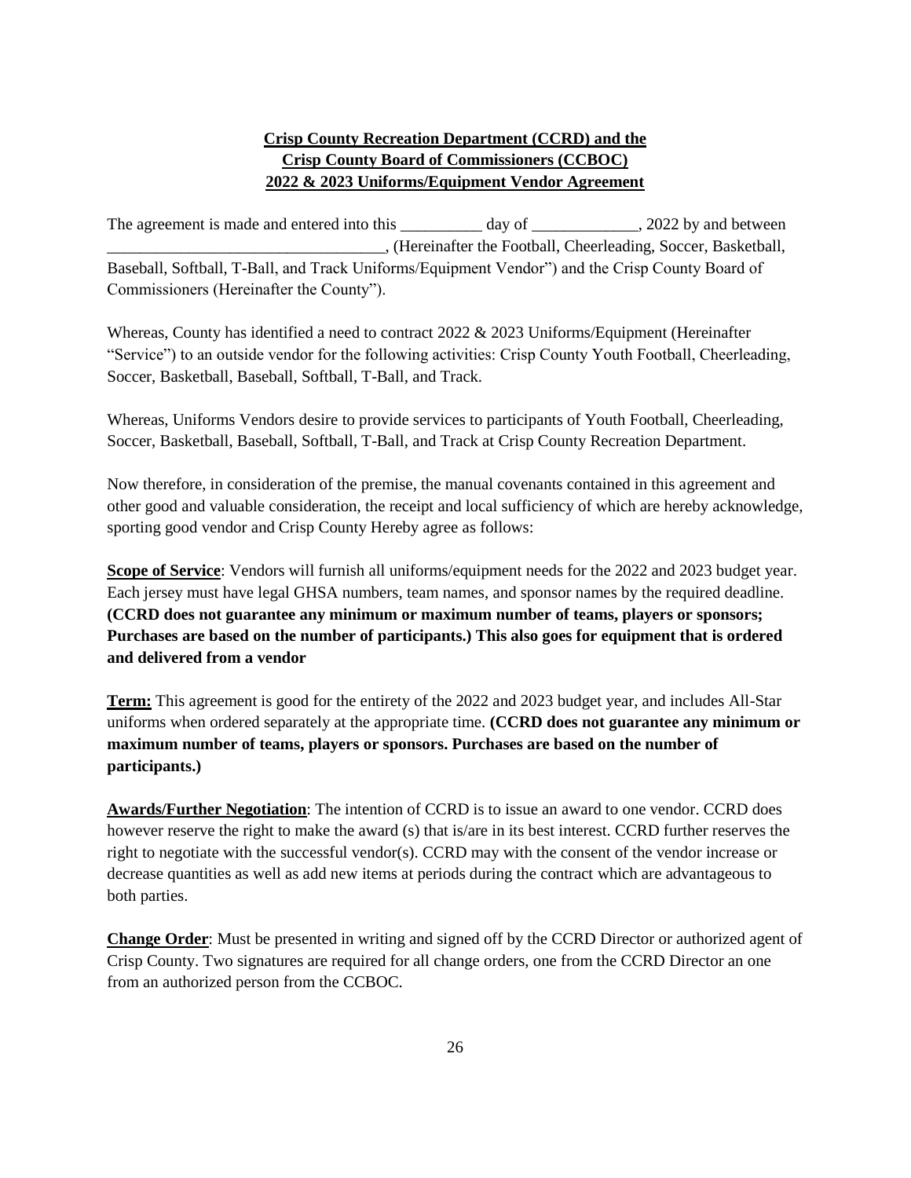**Crisp County Recreation Department (CCRD) and the Crisp County Board of Commissioners (CCBOC) 2022 & 2023 Uniforms/Equipment Vendor Agreement**

The agreement is made and entered into this __________ day of _____________, 2022 by and between __________________________________, (Hereinafter the Football, Cheerleading, Soccer, Basketball, Baseball, Softball, T-Ball, and Track Uniforms/Equipment Vendor") and the Crisp County Board of Commissioners (Hereinafter the County").

Whereas, County has identified a need to contract 2022 & 2023 Uniforms/Equipment (Hereinafter "Service") to an outside vendor for the following activities: Crisp County Youth Football, Cheerleading, Soccer, Basketball, Baseball, Softball, T-Ball, and Track.

Whereas, Uniforms Vendors desire to provide services to participants of Youth Football, Cheerleading, Soccer, Basketball, Baseball, Softball, T-Ball, and Track at Crisp County Recreation Department.

Now therefore, in consideration of the premise, the manual covenants contained in this agreement and other good and valuable consideration, the receipt and local sufficiency of which are hereby acknowledge, sporting good vendor and Crisp County Hereby agree as follows:

**Scope of Service**: Vendors will furnish all uniforms/equipment needs for the 2022 and 2023 budget year. Each jersey must have legal GHSA numbers, team names, and sponsor names by the required deadline. **(CCRD does not guarantee any minimum or maximum number of teams, players or sponsors; Purchases are based on the number of participants.) This also goes for equipment that is ordered and delivered from a vendor**

**Term:** This agreement is good for the entirety of the 2022 and 2023 budget year, and includes All-Star uniforms when ordered separately at the appropriate time. **(CCRD does not guarantee any minimum or maximum number of teams, players or sponsors. Purchases are based on the number of participants.)**

**Awards/Further Negotiation**: The intention of CCRD is to issue an award to one vendor. CCRD does however reserve the right to make the award (s) that is/are in its best interest. CCRD further reserves the right to negotiate with the successful vendor(s). CCRD may with the consent of the vendor increase or decrease quantities as well as add new items at periods during the contract which are advantageous to both parties.

**Change Order**: Must be presented in writing and signed off by the CCRD Director or authorized agent of Crisp County. Two signatures are required for all change orders, one from the CCRD Director an one from an authorized person from the CCBOC.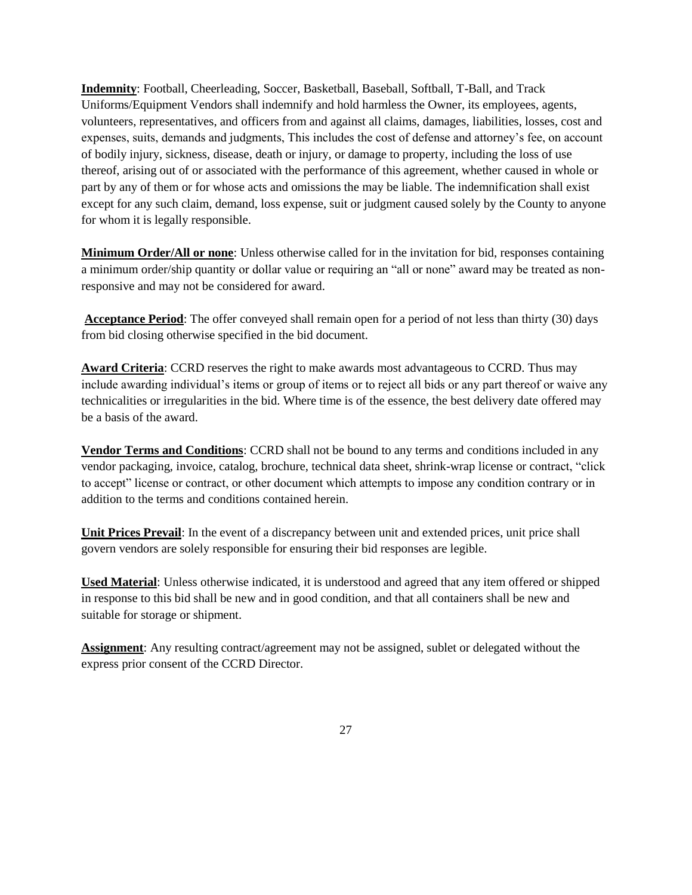**Indemnity**: Football, Cheerleading, Soccer, Basketball, Baseball, Softball, T-Ball, and Track Uniforms/Equipment Vendors shall indemnify and hold harmless the Owner, its employees, agents, volunteers, representatives, and officers from and against all claims, damages, liabilities, losses, cost and expenses, suits, demands and judgments, This includes the cost of defense and attorney's fee, on account of bodily injury, sickness, disease, death or injury, or damage to property, including the loss of use thereof, arising out of or associated with the performance of this agreement, whether caused in whole or part by any of them or for whose acts and omissions the may be liable. The indemnification shall exist except for any such claim, demand, loss expense, suit or judgment caused solely by the County to anyone for whom it is legally responsible.

**Minimum Order/All or none**: Unless otherwise called for in the invitation for bid, responses containing a minimum order/ship quantity or dollar value or requiring an "all or none" award may be treated as non-responsive and may not be considered for award.

**Acceptance Period**: The offer conveyed shall remain open for a period of not less than thirty (30) days from bid closing otherwise specified in the bid document.

**Award Criteria**: CCRD reserves the right to make awards most advantageous to CCRD. Thus may include awarding individual's items or group of items or to reject all bids or any part thereof or waive any technicalities or irregularities in the bid. Where time is of the essence, the best delivery date offered may be a basis of the award.

**Vendor Terms and Conditions**: CCRD shall not be bound to any terms and conditions included in any vendor packaging, invoice, catalog, brochure, technical data sheet, shrink-wrap license or contract, "click to accept" license or contract, or other document which attempts to impose any condition contrary or in addition to the terms and conditions contained herein.

**Unit Prices Prevail**: In the event of a discrepancy between unit and extended prices, unit price shall govern vendors are solely responsible for ensuring their bid responses are legible.

**Used Material**: Unless otherwise indicated, it is understood and agreed that any item offered or shipped in response to this bid shall be new and in good condition, and that all containers shall be new and suitable for storage or shipment.

**Assignment**: Any resulting contract/agreement may not be assigned, sublet or delegated without the express prior consent of the CCRD Director.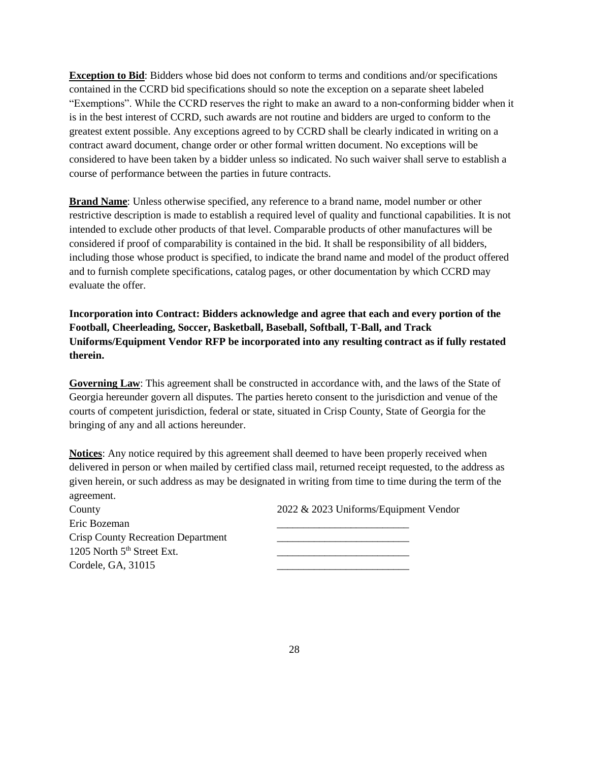**Exception to Bid**: Bidders whose bid does not conform to terms and conditions and/or specifications contained in the CCRD bid specifications should so note the exception on a separate sheet labeled "Exemptions". While the CCRD reserves the right to make an award to a non-conforming bidder when it is in the best interest of CCRD, such awards are not routine and bidders are urged to conform to the greatest extent possible. Any exceptions agreed to by CCRD shall be clearly indicated in writing on a contract award document, change order or other formal written document. No exceptions will be considered to have been taken by a bidder unless so indicated. No such waiver shall serve to establish a course of performance between the parties in future contracts.

**Brand Name**: Unless otherwise specified, any reference to a brand name, model number or other restrictive description is made to establish a required level of quality and functional capabilities. It is not intended to exclude other products of that level. Comparable products of other manufactures will be considered if proof of comparability is contained in the bid. It shall be responsibility of all bidders, including those whose product is specified, to indicate the brand name and model of the product offered and to furnish complete specifications, catalog pages, or other documentation by which CCRD may evaluate the offer.

**Incorporation into Contract: Bidders acknowledge and agree that each and every portion of the Football, Cheerleading, Soccer, Basketball, Baseball, Softball, T-Ball, and Track Uniforms/Equipment Vendor RFP be incorporated into any resulting contract as if fully restated therein.**

**Governing Law**: This agreement shall be constructed in accordance with, and the laws of the State of Georgia hereunder govern all disputes. The parties hereto consent to the jurisdiction and venue of the courts of competent jurisdiction, federal or state, situated in Crisp County, State of Georgia for the bringing of any and all actions hereunder.

**Notices**: Any notice required by this agreement shall deemed to have been properly received when delivered in person or when mailed by certified class mail, returned receipt requested, to the address as given herein, or such address as may be designated in writing from time to time during the term of the agreement.

| County | 2022 & 2023 Uniforms/Equipment Vendor |
|---|---|
| Eric Bozeman | _________________________ |
| Crisp County Recreation Department | _________________________ |
| 1205 North 5th Street Ext. | _________________________ |
| Cordele, GA, 31015 | _________________________ |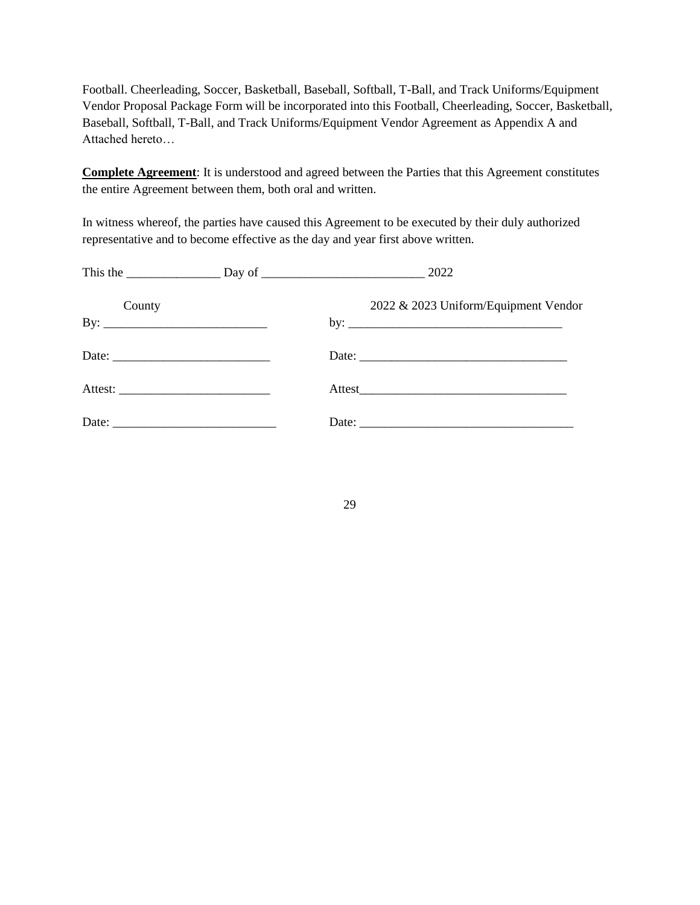Football. Cheerleading, Soccer, Basketball, Baseball, Softball, T-Ball, and Track Uniforms/Equipment Vendor Proposal Package Form will be incorporated into this Football, Cheerleading, Soccer, Basketball, Baseball, Softball, T-Ball, and Track Uniforms/Equipment Vendor Agreement as Appendix A and Attached hereto…

**Complete Agreement**: It is understood and agreed between the Parties that this Agreement constitutes the entire Agreement between them, both oral and written.

In witness whereof, the parties have caused this Agreement to be executed by their duly authorized representative and to become effective as the day and year first above written.

This the _______________ Day of __________________________ 2022

| | |
|---|---|
| County | 2022 & 2023 Uniform/Equipment Vendor |
| By: __________________________ | by: __________________________________ |
| Date: _________________________ | Date: _________________________________ |
| Attest: ________________________ | Attest_________________________________ |
| Date: __________________________ | Date: __________________________________ |